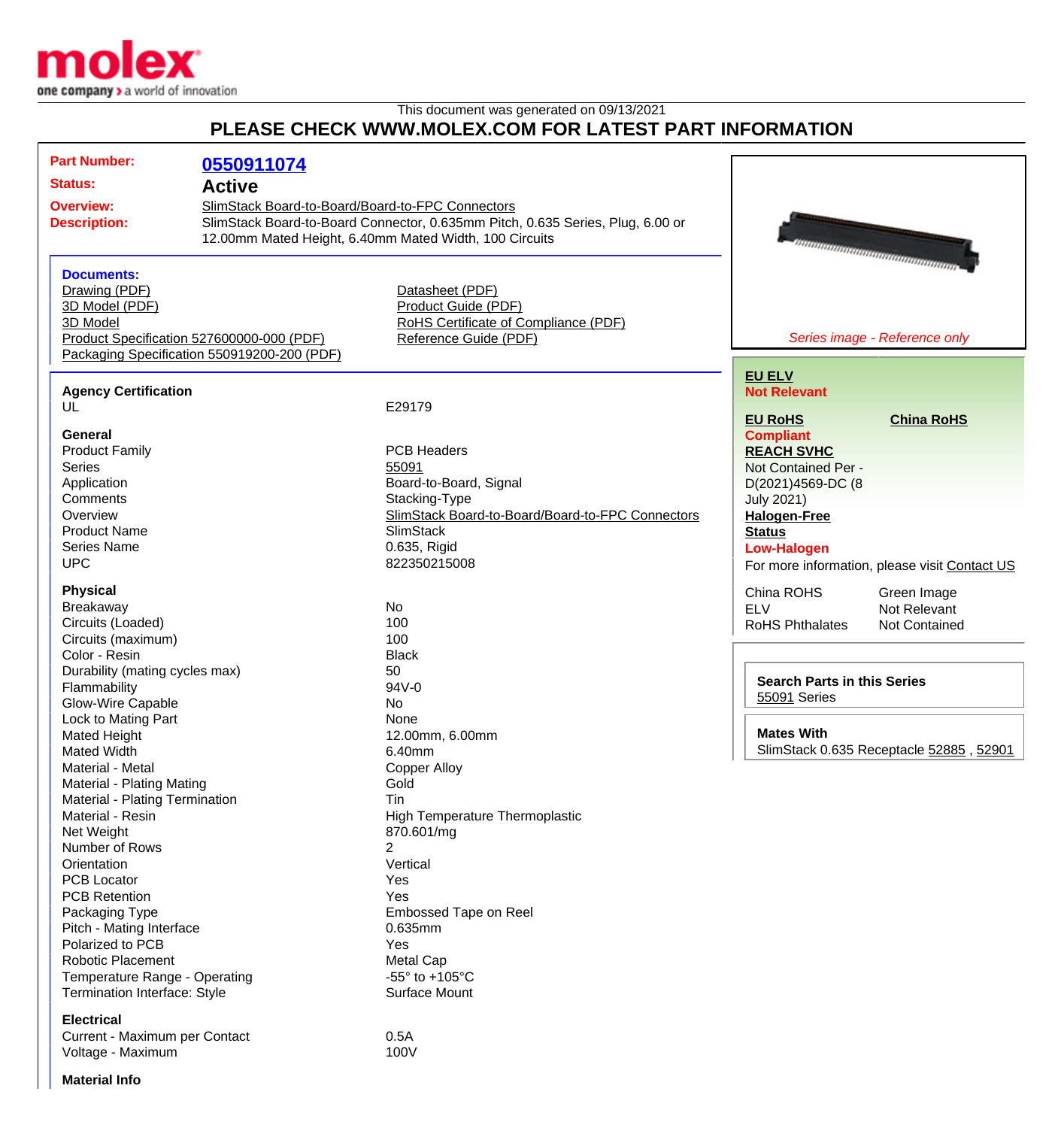This document was generated on 09/13/2021

## PLEASE CHECK WWW.MOLEX.COM FOR LATEST PART INFORMATION

| | |
|---|---|
| **Part Number:** | **0550911074** |
| **Status:** | **Active** |
| **Overview:** | SlimStack Board-to-Board/Board-to-FPC Connectors |
| **Description:** | SlimStack Board-to-Board Connector, 0.635mm Pitch, 0.635 Series, Plug, 6.00 or 12.00mm Mated Height, 6.40mm Mated Width, 100 Circuits |

*Series image - Reference only*

### Documents:

- Drawing (PDF)
- 3D Model (PDF)
- 3D Model
- Product Specification 527600000-000 (PDF)
- Packaging Specification 550919200-200 (PDF)
- Datasheet (PDF)
- Product Guide (PDF)
- RoHS Certificate of Compliance (PDF)
- Reference Guide (PDF)

**EU ELV**
Not Relevant

**EU RoHS**
Compliant

**China RoHS**

**REACH SVHC**
Not Contained Per - D(2021)4569-DC (8 July 2021)

**Halogen-Free Status**
Low-Halogen

For more information, please visit Contact US

| | |
|---|---|
| China ROHS | Green Image |
| ELV | Not Relevant |
| RoHS Phthalates | Not Contained |

**Search Parts in this Series**
55091 Series

**Mates With**
SlimStack 0.635 Receptacle 52885 , 52901

### Agency Certification

| | |
|---|---|
| UL | E29179 |

### General

| | |
|---|---|
| Product Family | PCB Headers |
| Series | 55091 |
| Application | Board-to-Board, Signal |
| Comments | Stacking-Type |
| Overview | SlimStack Board-to-Board/Board-to-FPC Connectors |
| Product Name | SlimStack |
| Series Name | 0.635, Rigid |
| UPC | 822350215008 |

### Physical

| | |
|---|---|
| Breakaway | No |
| Circuits (Loaded) | 100 |
| Circuits (maximum) | 100 |
| Color - Resin | Black |
| Durability (mating cycles max) | 50 |
| Flammability | 94V-0 |
| Glow-Wire Capable | No |
| Lock to Mating Part | None |
| Mated Height | 12.00mm, 6.00mm |
| Mated Width | 6.40mm |
| Material - Metal | Copper Alloy |
| Material - Plating Mating | Gold |
| Material - Plating Termination | Tin |
| Material - Resin | High Temperature Thermoplastic |
| Net Weight | 870.601/mg |
| Number of Rows | 2 |
| Orientation | Vertical |
| PCB Locator | Yes |
| PCB Retention | Yes |
| Packaging Type | Embossed Tape on Reel |
| Pitch - Mating Interface | 0.635mm |
| Polarized to PCB | Yes |
| Robotic Placement | Metal Cap |
| Temperature Range - Operating | -55° to +105°C |
| Termination Interface: Style | Surface Mount |

### Electrical

| | |
|---|---|
| Current - Maximum per Contact | 0.5A |
| Voltage - Maximum | 100V |

### Material Info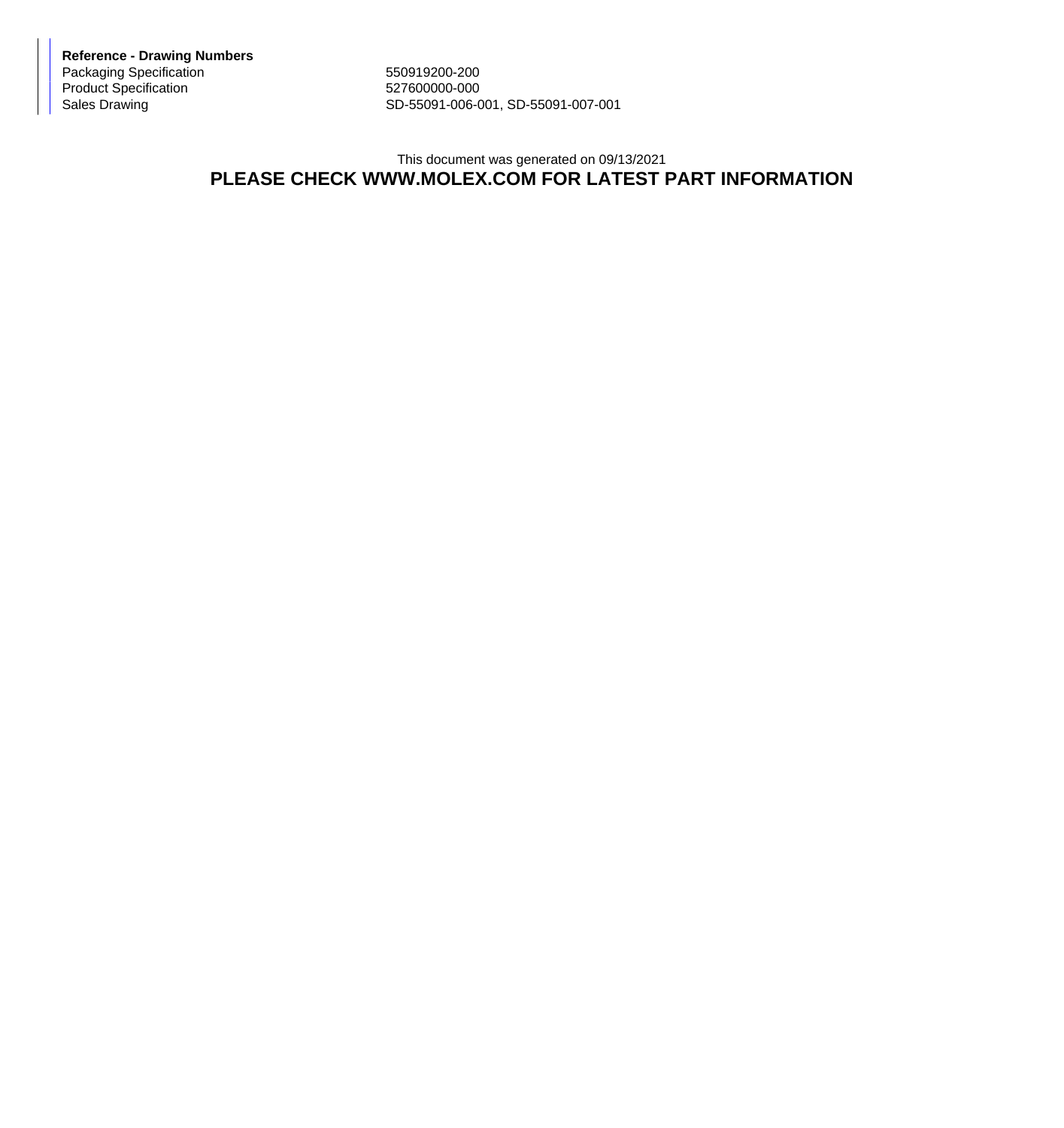**Reference - Drawing Numbers**

| | |
|---|---|
| Packaging Specification | 550919200-200 |
| Product Specification | 527600000-000 |
| Sales Drawing | SD-55091-006-001, SD-55091-007-001 |

This document was generated on 09/13/2021

**PLEASE CHECK WWW.MOLEX.COM FOR LATEST PART INFORMATION**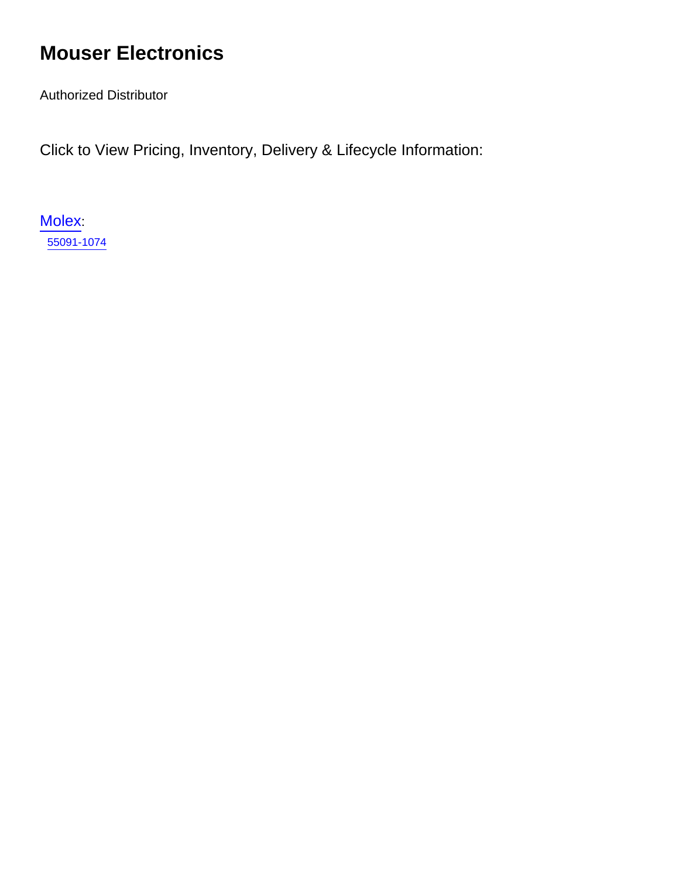# Mouser Electronics

Authorized Distributor

Click to View Pricing, Inventory, Delivery & Lifecycle Information:

Molex:

55091-1074